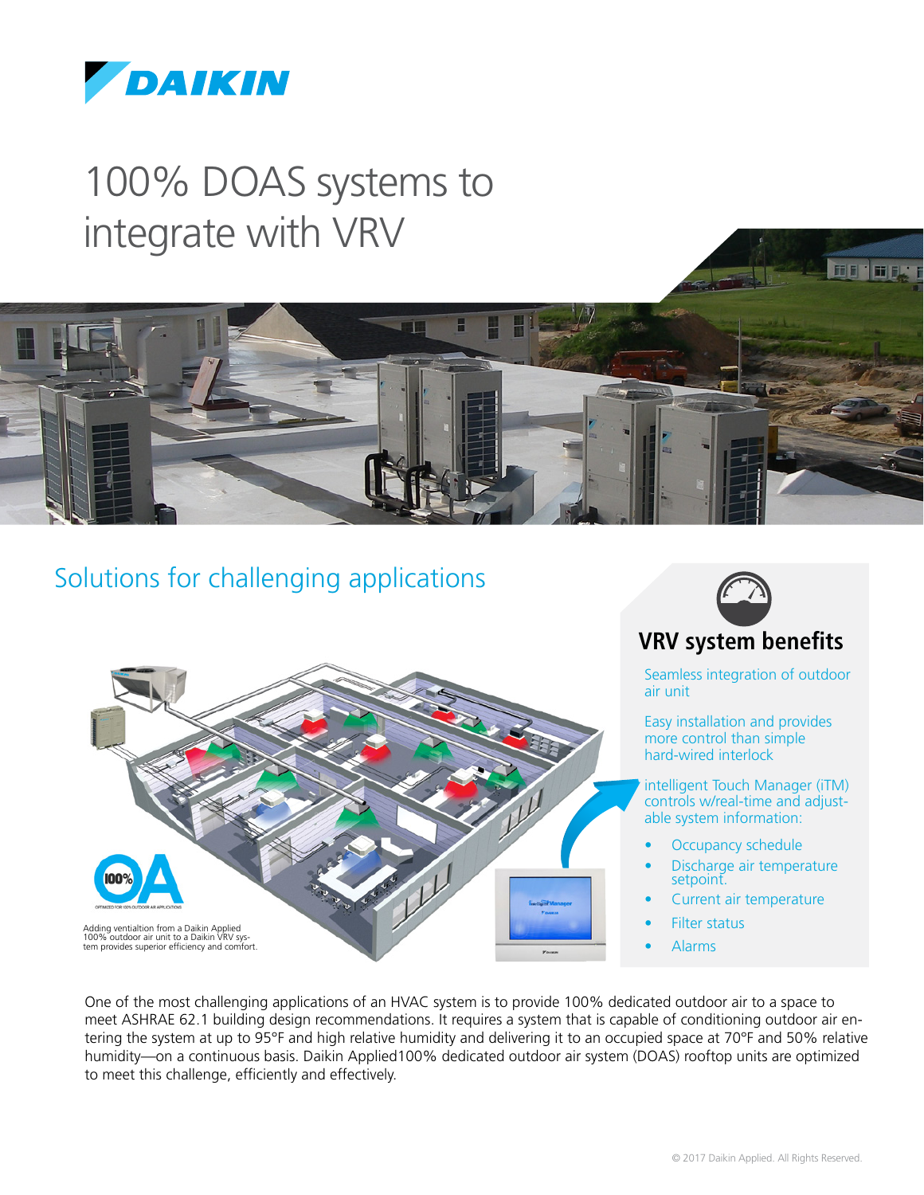# 100% DOAS systems to integrate with VRV

## Solutions for challenging applications

Adding ventialtion from a Daikin Applied 100% outdoor air unit to a Daikin VRV system provides superior efficiency and comfort.

### VRV system benefits

Seamless integration of outdoor air unit

Easy installation and provides more control than simple hard-wired interlock

intelligent Touch Manager (iTM) controls w/real-time and adjustable system information:

- Occupancy schedule
- Discharge air temperature setpoint.
- Current air temperature
- Filter status
- Alarms

One of the most challenging applications of an HVAC system is to provide 100% dedicated outdoor air to a space to meet ASHRAE 62.1 building design recommendations. It requires a system that is capable of conditioning outdoor air entering the system at up to 95°F and high relative humidity and delivering it to an occupied space at 70°F and 50% relative humidity—on a continuous basis. Daikin Applied100% dedicated outdoor air system (DOAS) rooftop units are optimized to meet this challenge, efficiently and effectively.

© 2017 Daikin Applied. All Rights Reserved.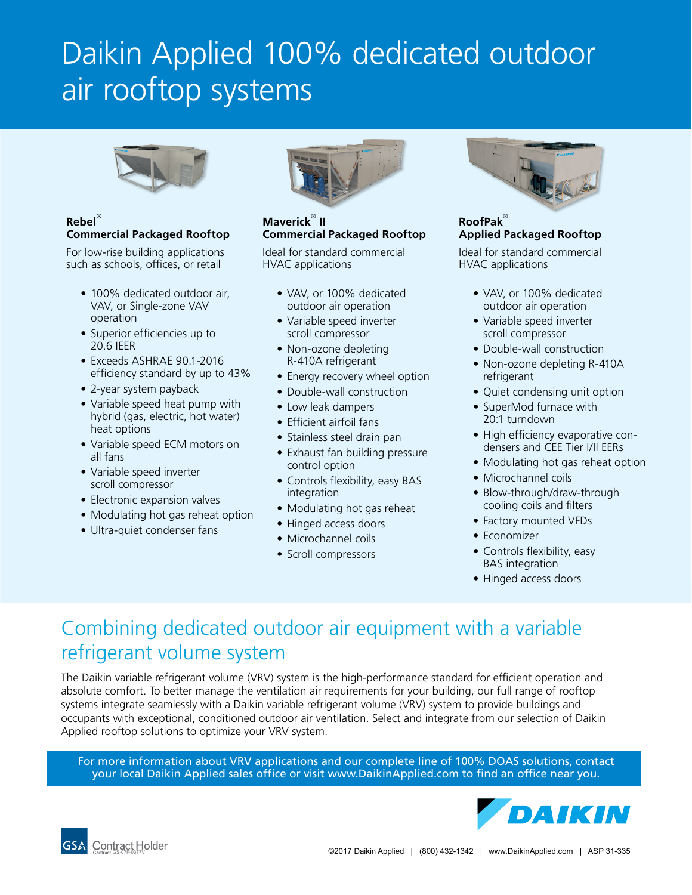# Daikin Applied 100% dedicated outdoor air rooftop systems

### Rebel®
### Commercial Packaged Rooftop

For low-rise building applications such as schools, offices, or retail

- 100% dedicated outdoor air, VAV, or Single-zone VAV operation
- Superior efficiencies up to 20.6 IEER
- Exceeds ASHRAE 90.1-2016 efficiency standard by up to 43%
- 2-year system payback
- Variable speed heat pump with hybrid (gas, electric, hot water) heat options
- Variable speed ECM motors on all fans
- Variable speed inverter scroll compressor
- Electronic expansion valves
- Modulating hot gas reheat option
- Ultra-quiet condenser fans

### Maverick® II
### Commercial Packaged Rooftop

Ideal for standard commercial HVAC applications

- VAV, or 100% dedicated outdoor air operation
- Variable speed inverter scroll compressor
- Non-ozone depleting R-410A refrigerant
- Energy recovery wheel option
- Double-wall construction
- Low leak dampers
- Efficient airfoil fans
- Stainless steel drain pan
- Exhaust fan building pressure control option
- Controls flexibility, easy BAS integration
- Modulating hot gas reheat
- Hinged access doors
- Microchannel coils
- Scroll compressors

### RoofPak®
### Applied Packaged Rooftop

Ideal for standard commercial HVAC applications

- VAV, or 100% dedicated outdoor air operation
- Variable speed inverter scroll compressor
- Double-wall construction
- Non-ozone depleting R-410A refrigerant
- Quiet condensing unit option
- SuperMod furnace with 20:1 turndown
- High efficiency evaporative condensers and CEE Tier I/II EERs
- Modulating hot gas reheat option
- Microchannel coils
- Blow-through/draw-through cooling coils and filters
- Factory mounted VFDs
- Economizer
- Controls flexibility, easy BAS integration
- Hinged access doors

## Combining dedicated outdoor air equipment with a variable refrigerant volume system

The Daikin variable refrigerant volume (VRV) system is the high-performance standard for efficient operation and absolute comfort. To better manage the ventilation air requirements for your building, our full range of rooftop systems integrate seamlessly with a Daikin variable refrigerant volume (VRV) system to provide buildings and occupants with exceptional, conditioned outdoor air ventilation. Select and integrate from our selection of Daikin Applied rooftop solutions to optimize your VRV system.

For more information about VRV applications and our complete line of 100% DOAS solutions, contact your local Daikin Applied sales office or visit www.DaikinApplied.com to find an office near you.

DAIKIN

GSA Contract Holder Contract GS-07F-0377V

©2017 Daikin Applied | (800) 432-1342 | www.DaikinApplied.com | ASP 31-335